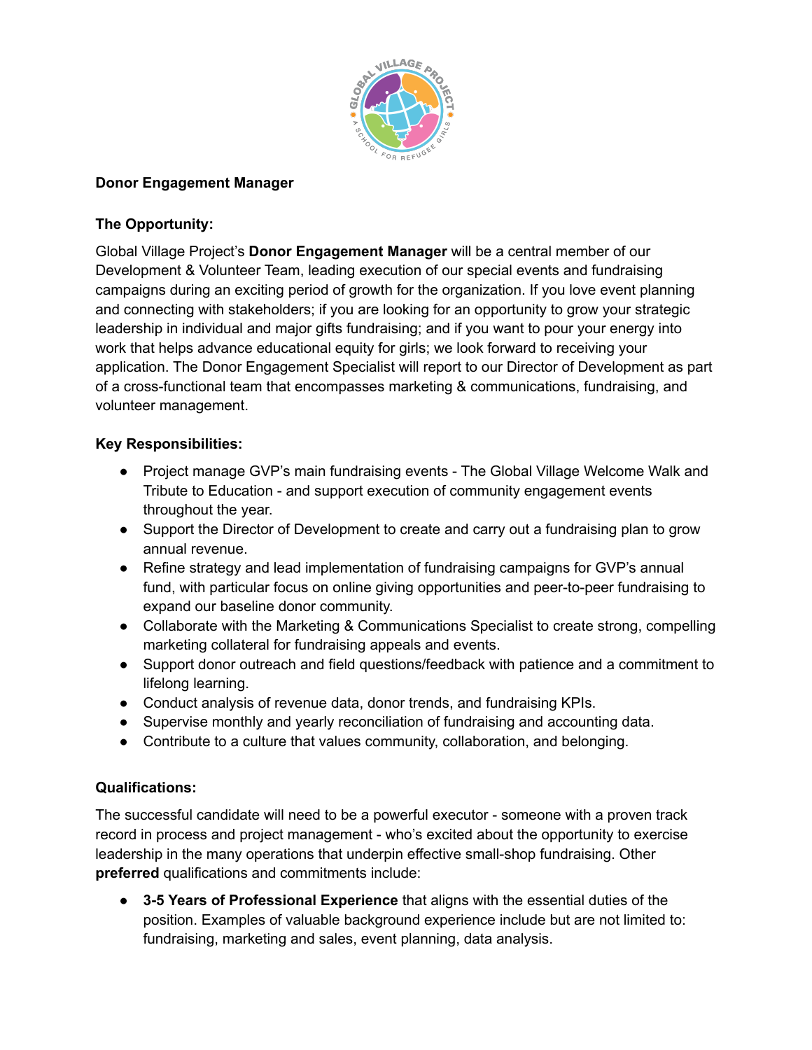**Donor Engagement Manager**

**The Opportunity:**

Global Village Project's **Donor Engagement Manager** will be a central member of our Development & Volunteer Team, leading execution of our special events and fundraising campaigns during an exciting period of growth for the organization. If you love event planning and connecting with stakeholders; if you are looking for an opportunity to grow your strategic leadership in individual and major gifts fundraising; and if you want to pour your energy into work that helps advance educational equity for girls; we look forward to receiving your application. The Donor Engagement Specialist will report to our Director of Development as part of a cross-functional team that encompasses marketing & communications, fundraising, and volunteer management.

**Key Responsibilities:**

- Project manage GVP's main fundraising events - The Global Village Welcome Walk and Tribute to Education - and support execution of community engagement events throughout the year.
- Support the Director of Development to create and carry out a fundraising plan to grow annual revenue.
- Refine strategy and lead implementation of fundraising campaigns for GVP's annual fund, with particular focus on online giving opportunities and peer-to-peer fundraising to expand our baseline donor community.
- Collaborate with the Marketing & Communications Specialist to create strong, compelling marketing collateral for fundraising appeals and events.
- Support donor outreach and field questions/feedback with patience and a commitment to lifelong learning.
- Conduct analysis of revenue data, donor trends, and fundraising KPIs.
- Supervise monthly and yearly reconciliation of fundraising and accounting data.
- Contribute to a culture that values community, collaboration, and belonging.

**Qualifications:**

The successful candidate will need to be a powerful executor - someone with a proven track record in process and project management - who's excited about the opportunity to exercise leadership in the many operations that underpin effective small-shop fundraising. Other **preferred** qualifications and commitments include:

- **3-5 Years of Professional Experience** that aligns with the essential duties of the position. Examples of valuable background experience include but are not limited to: fundraising, marketing and sales, event planning, data analysis.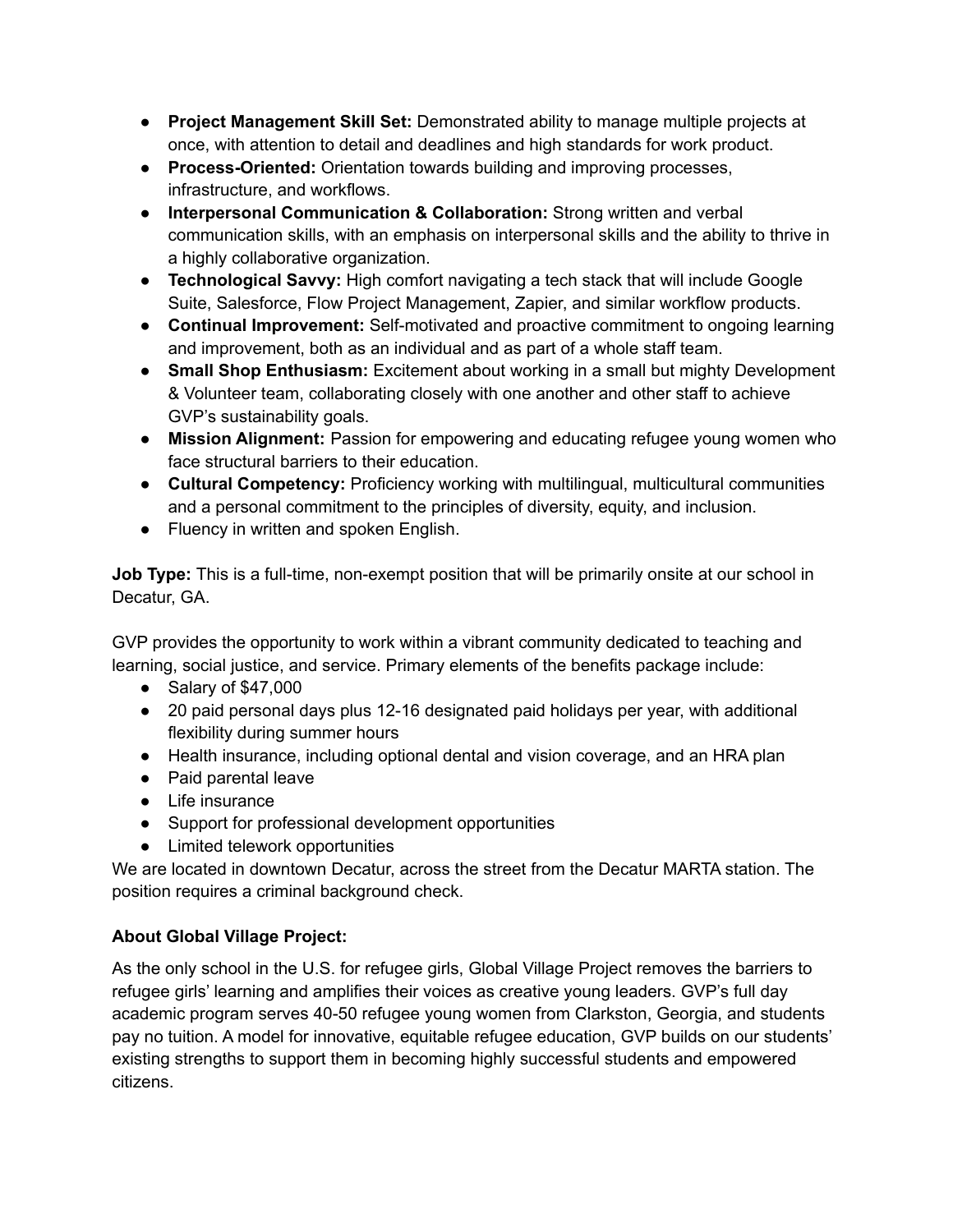- **Project Management Skill Set:** Demonstrated ability to manage multiple projects at once, with attention to detail and deadlines and high standards for work product.
- **Process-Oriented:** Orientation towards building and improving processes, infrastructure, and workflows.
- **Interpersonal Communication & Collaboration:** Strong written and verbal communication skills, with an emphasis on interpersonal skills and the ability to thrive in a highly collaborative organization.
- **Technological Savvy:** High comfort navigating a tech stack that will include Google Suite, Salesforce, Flow Project Management, Zapier, and similar workflow products.
- **Continual Improvement:** Self-motivated and proactive commitment to ongoing learning and improvement, both as an individual and as part of a whole staff team.
- **Small Shop Enthusiasm:** Excitement about working in a small but mighty Development & Volunteer team, collaborating closely with one another and other staff to achieve GVP's sustainability goals.
- **Mission Alignment:** Passion for empowering and educating refugee young women who face structural barriers to their education.
- **Cultural Competency:** Proficiency working with multilingual, multicultural communities and a personal commitment to the principles of diversity, equity, and inclusion.
- Fluency in written and spoken English.

**Job Type:** This is a full-time, non-exempt position that will be primarily onsite at our school in Decatur, GA.

GVP provides the opportunity to work within a vibrant community dedicated to teaching and learning, social justice, and service. Primary elements of the benefits package include:

- Salary of $47,000
- 20 paid personal days plus 12-16 designated paid holidays per year, with additional flexibility during summer hours
- Health insurance, including optional dental and vision coverage, and an HRA plan
- Paid parental leave
- Life insurance
- Support for professional development opportunities
- Limited telework opportunities

We are located in downtown Decatur, across the street from the Decatur MARTA station. The position requires a criminal background check.

**About Global Village Project:**

As the only school in the U.S. for refugee girls, Global Village Project removes the barriers to refugee girls' learning and amplifies their voices as creative young leaders. GVP's full day academic program serves 40-50 refugee young women from Clarkston, Georgia, and students pay no tuition. A model for innovative, equitable refugee education, GVP builds on our students' existing strengths to support them in becoming highly successful students and empowered citizens.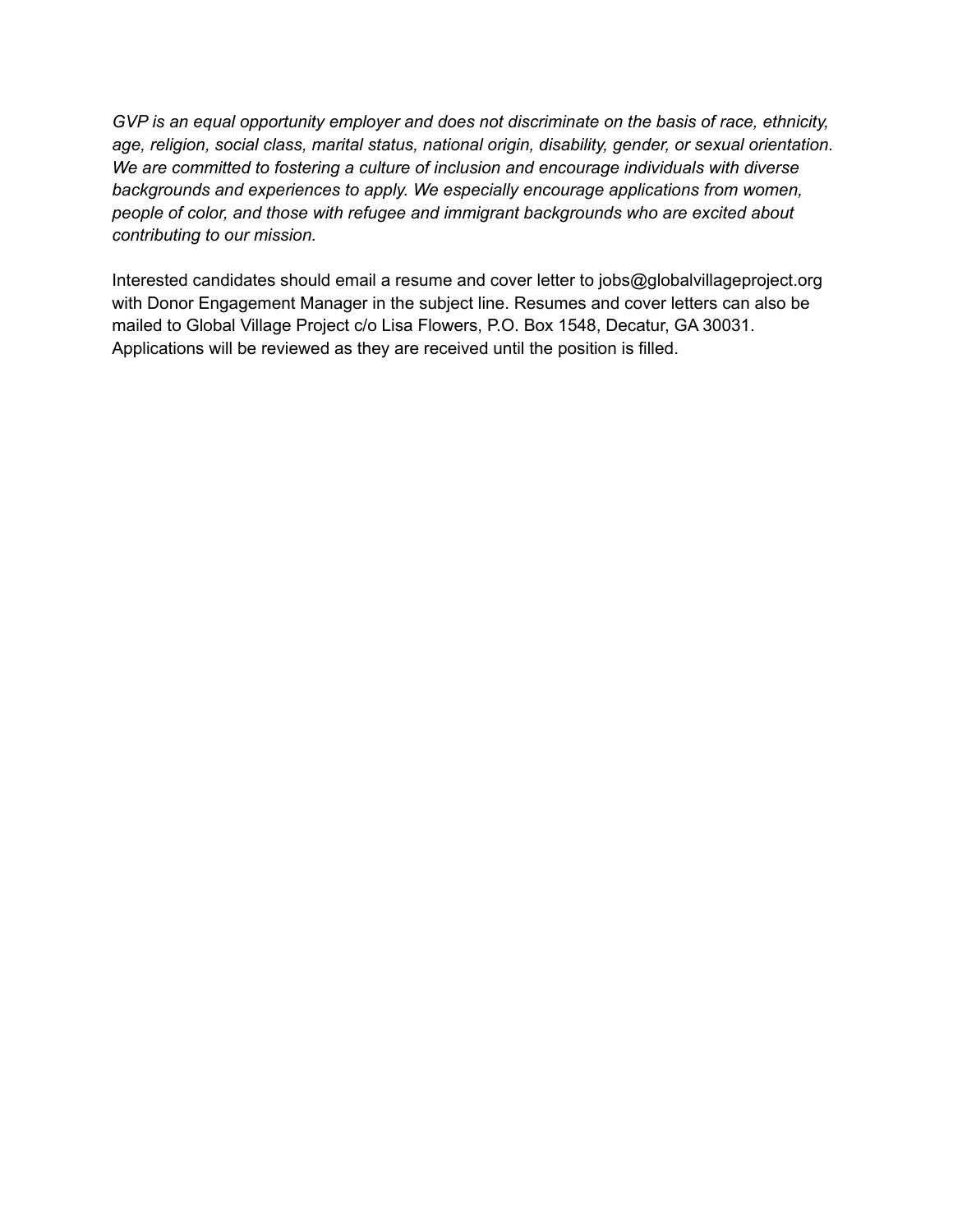*GVP is an equal opportunity employer and does not discriminate on the basis of race, ethnicity, age, religion, social class, marital status, national origin, disability, gender, or sexual orientation. We are committed to fostering a culture of inclusion and encourage individuals with diverse backgrounds and experiences to apply. We especially encourage applications from women, people of color, and those with refugee and immigrant backgrounds who are excited about contributing to our mission.*

Interested candidates should email a resume and cover letter to jobs@globalvillageproject.org with Donor Engagement Manager in the subject line. Resumes and cover letters can also be mailed to Global Village Project c/o Lisa Flowers, P.O. Box 1548, Decatur, GA 30031. Applications will be reviewed as they are received until the position is filled.